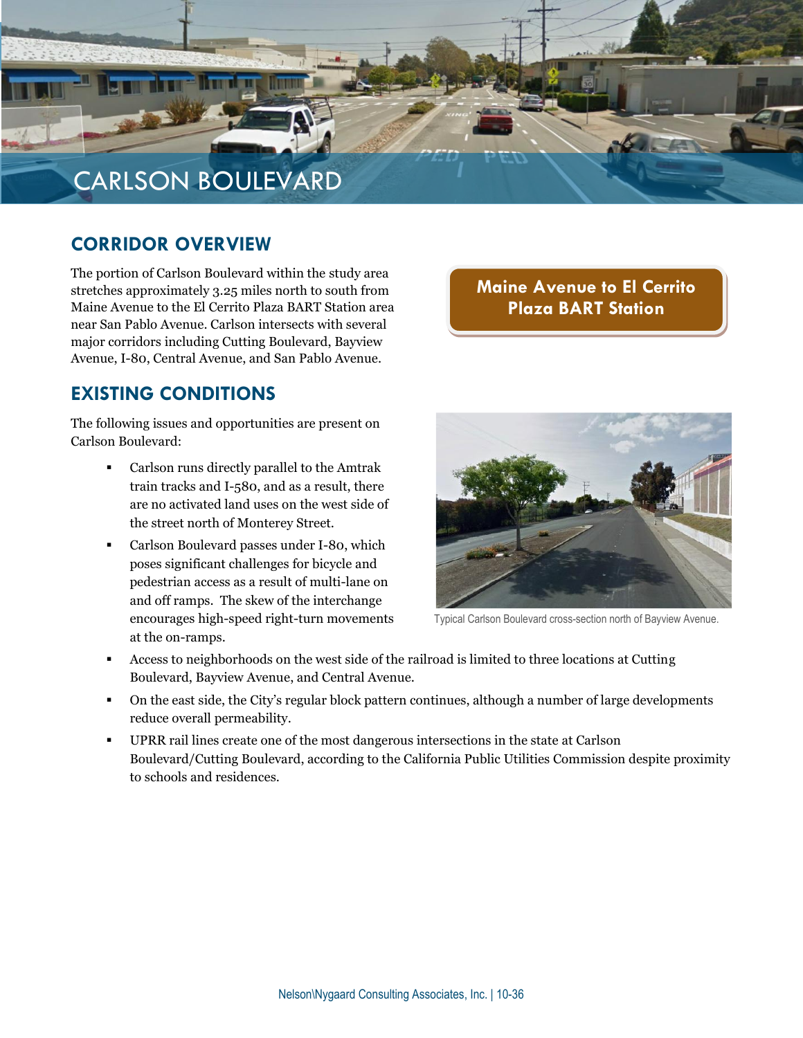# CARLSON BOULEVARD

## CORRIDOR OVERVIEW

The portion of Carlson Boulevard within the study area stretches approximately 3.25 miles north to south from Maine Avenue to the El Cerrito Plaza BART Station area near San Pablo Avenue. Carlson intersects with several major corridors including Cutting Boulevard, Bayview Avenue, I-80, Central Avenue, and San Pablo Avenue.

**Maine Avenue to El Cerrito Plaza BART Station**

## EXISTING CONDITIONS

The following issues and opportunities are present on Carlson Boulevard:

- Carlson runs directly parallel to the Amtrak train tracks and I-580, and as a result, there are no activated land uses on the west side of the street north of Monterey Street.
- Carlson Boulevard passes under I-80, which poses significant challenges for bicycle and pedestrian access as a result of multi-lane on and off ramps. The skew of the interchange encourages high-speed right-turn movements at the on-ramps.
- Access to neighborhoods on the west side of the railroad is limited to three locations at Cutting Boulevard, Bayview Avenue, and Central Avenue.
- On the east side, the City's regular block pattern continues, although a number of large developments reduce overall permeability.
- UPRR rail lines create one of the most dangerous intersections in the state at Carlson Boulevard/Cutting Boulevard, according to the California Public Utilities Commission despite proximity to schools and residences.

Typical Carlson Boulevard cross-section north of Bayview Avenue.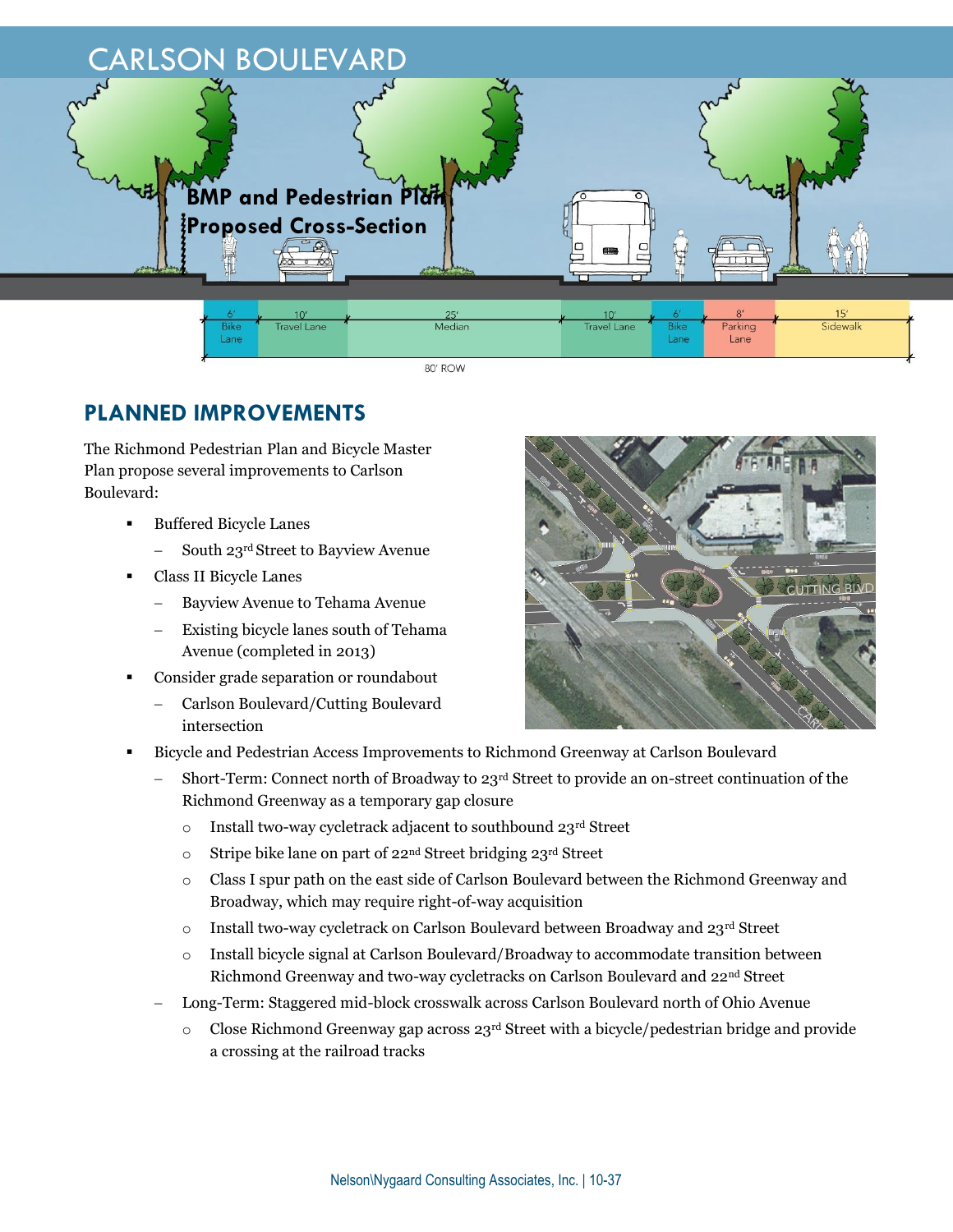# CARLSON BOULEVARD

**BMP and Pedestrian Plan Proposed Cross-Section**

| 6' Bike Lane | 10' Travel Lane | 25' Median | 10' Travel Lane | 6' Bike Lane | 8' Parking Lane | 15' Sidewalk |
|---|---|---|---|---|---|---|

80' ROW

## PLANNED IMPROVEMENTS

The Richmond Pedestrian Plan and Bicycle Master Plan propose several improvements to Carlson Boulevard:

- Buffered Bicycle Lanes
  - South 23rd Street to Bayview Avenue
- Class II Bicycle Lanes
  - Bayview Avenue to Tehama Avenue
  - Existing bicycle lanes south of Tehama Avenue (completed in 2013)
- Consider grade separation or roundabout
  - Carlson Boulevard/Cutting Boulevard intersection
- Bicycle and Pedestrian Access Improvements to Richmond Greenway at Carlson Boulevard
  - Short-Term: Connect north of Broadway to 23rd Street to provide an on-street continuation of the Richmond Greenway as a temporary gap closure
    - Install two-way cycletrack adjacent to southbound 23rd Street
    - Stripe bike lane on part of 22nd Street bridging 23rd Street
    - Class I spur path on the east side of Carlson Boulevard between the Richmond Greenway and Broadway, which may require right-of-way acquisition
    - Install two-way cycletrack on Carlson Boulevard between Broadway and 23rd Street
    - Install bicycle signal at Carlson Boulevard/Broadway to accommodate transition between Richmond Greenway and two-way cycletracks on Carlson Boulevard and 22nd Street
  - Long-Term: Staggered mid-block crosswalk across Carlson Boulevard north of Ohio Avenue
    - Close Richmond Greenway gap across 23rd Street with a bicycle/pedestrian bridge and provide a crossing at the railroad tracks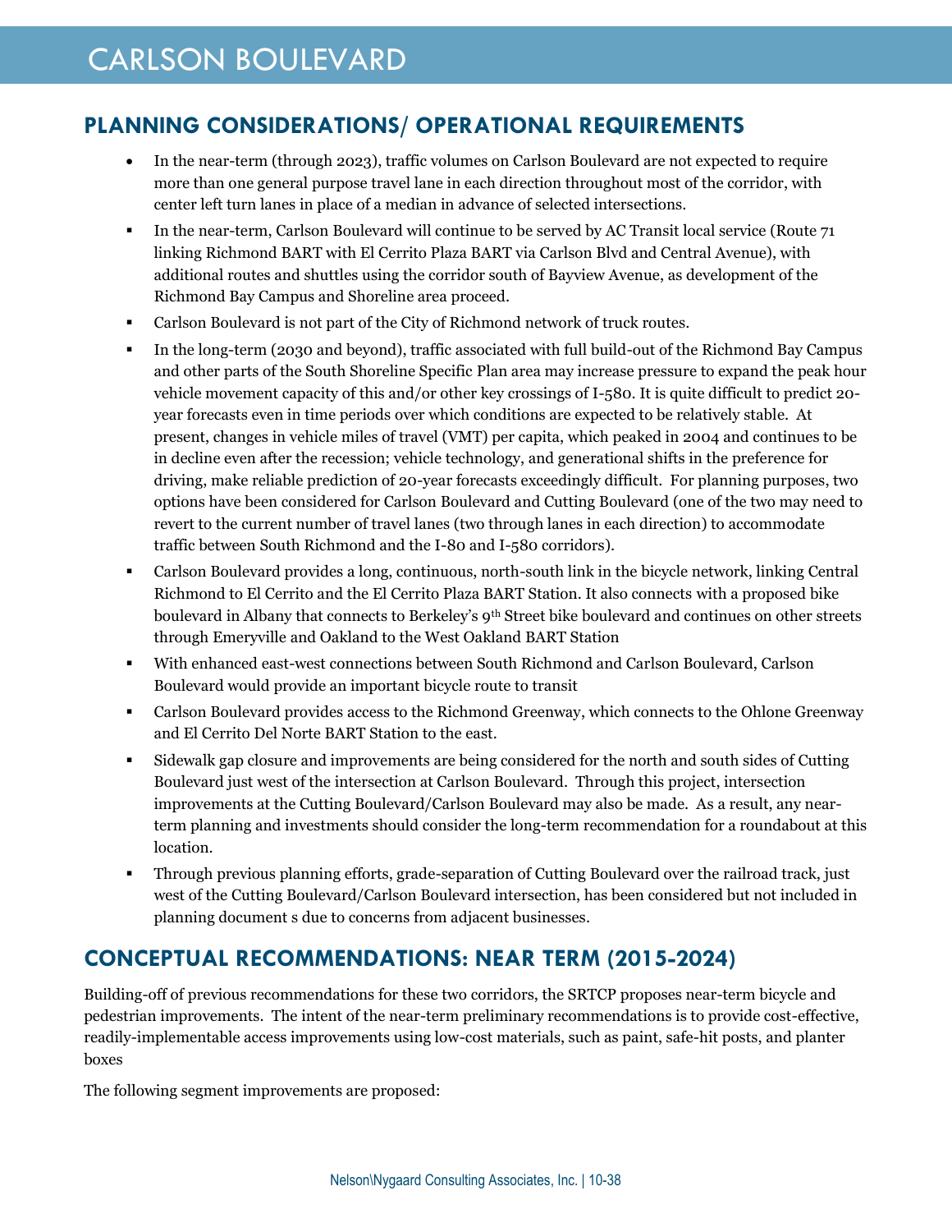# CARLSON BOULEVARD

## PLANNING CONSIDERATIONS/ OPERATIONAL REQUIREMENTS

- In the near-term (through 2023), traffic volumes on Carlson Boulevard are not expected to require more than one general purpose travel lane in each direction throughout most of the corridor, with center left turn lanes in place of a median in advance of selected intersections.
- In the near-term, Carlson Boulevard will continue to be served by AC Transit local service (Route 71 linking Richmond BART with El Cerrito Plaza BART via Carlson Blvd and Central Avenue), with additional routes and shuttles using the corridor south of Bayview Avenue, as development of the Richmond Bay Campus and Shoreline area proceed.
- Carlson Boulevard is not part of the City of Richmond network of truck routes.
- In the long-term (2030 and beyond), traffic associated with full build-out of the Richmond Bay Campus and other parts of the South Shoreline Specific Plan area may increase pressure to expand the peak hour vehicle movement capacity of this and/or other key crossings of I-580. It is quite difficult to predict 20-year forecasts even in time periods over which conditions are expected to be relatively stable. At present, changes in vehicle miles of travel (VMT) per capita, which peaked in 2004 and continues to be in decline even after the recession; vehicle technology, and generational shifts in the preference for driving, make reliable prediction of 20-year forecasts exceedingly difficult. For planning purposes, two options have been considered for Carlson Boulevard and Cutting Boulevard (one of the two may need to revert to the current number of travel lanes (two through lanes in each direction) to accommodate traffic between South Richmond and the I-80 and I-580 corridors).
- Carlson Boulevard provides a long, continuous, north-south link in the bicycle network, linking Central Richmond to El Cerrito and the El Cerrito Plaza BART Station. It also connects with a proposed bike boulevard in Albany that connects to Berkeley's 9th Street bike boulevard and continues on other streets through Emeryville and Oakland to the West Oakland BART Station
- With enhanced east-west connections between South Richmond and Carlson Boulevard, Carlson Boulevard would provide an important bicycle route to transit
- Carlson Boulevard provides access to the Richmond Greenway, which connects to the Ohlone Greenway and El Cerrito Del Norte BART Station to the east.
- Sidewalk gap closure and improvements are being considered for the north and south sides of Cutting Boulevard just west of the intersection at Carlson Boulevard. Through this project, intersection improvements at the Cutting Boulevard/Carlson Boulevard may also be made. As a result, any near-term planning and investments should consider the long-term recommendation for a roundabout at this location.
- Through previous planning efforts, grade-separation of Cutting Boulevard over the railroad track, just west of the Cutting Boulevard/Carlson Boulevard intersection, has been considered but not included in planning document s due to concerns from adjacent businesses.

## CONCEPTUAL RECOMMENDATIONS: NEAR TERM (2015-2024)

Building-off of previous recommendations for these two corridors, the SRTCP proposes near-term bicycle and pedestrian improvements. The intent of the near-term preliminary recommendations is to provide cost-effective, readily-implementable access improvements using low-cost materials, such as paint, safe-hit posts, and planter boxes

The following segment improvements are proposed: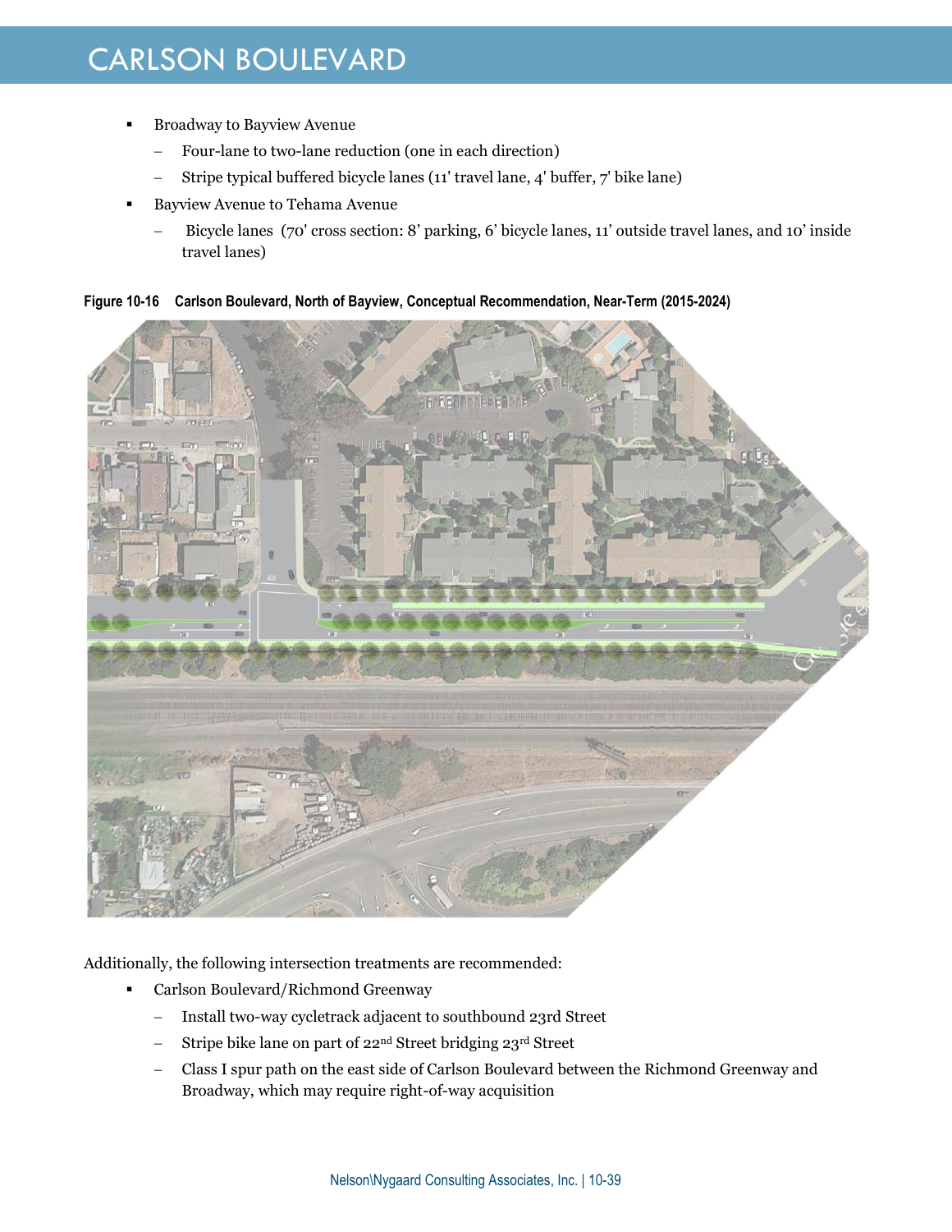# CARLSON BOULEVARD

- Broadway to Bayview Avenue
  - Four-lane to two-lane reduction (one in each direction)
  - Stripe typical buffered bicycle lanes (11' travel lane, 4' buffer, 7' bike lane)
- Bayview Avenue to Tehama Avenue
  - Bicycle lanes (70' cross section: 8' parking, 6' bicycle lanes, 11' outside travel lanes, and 10' inside travel lanes)

**Figure 10-16 Carlson Boulevard, North of Bayview, Conceptual Recommendation, Near-Term (2015-2024)**

Additionally, the following intersection treatments are recommended:

- Carlson Boulevard/Richmond Greenway
  - Install two-way cycletrack adjacent to southbound 23rd Street
  - Stripe bike lane on part of 22nd Street bridging 23rd Street
  - Class I spur path on the east side of Carlson Boulevard between the Richmond Greenway and Broadway, which may require right-of-way acquisition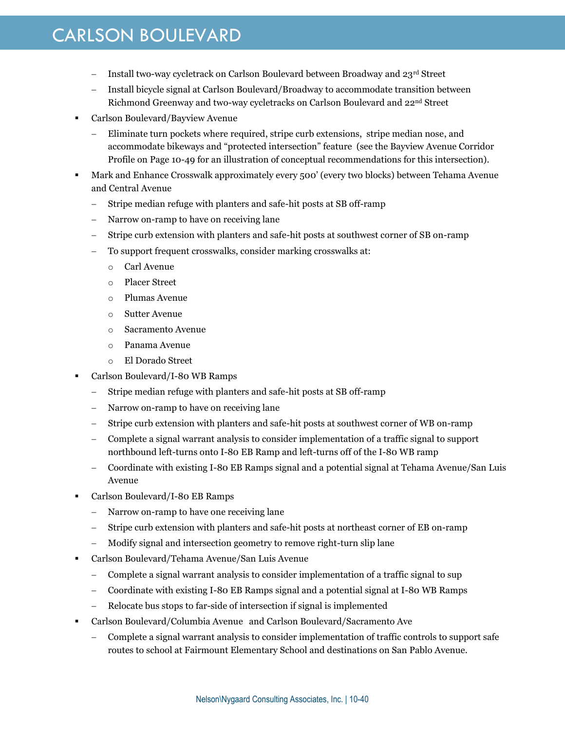# CARLSON BOULEVARD

- Install two-way cycletrack on Carlson Boulevard between Broadway and 23rd Street
- Install bicycle signal at Carlson Boulevard/Broadway to accommodate transition between Richmond Greenway and two-way cycletracks on Carlson Boulevard and 22nd Street

- Carlson Boulevard/Bayview Avenue
  - Eliminate turn pockets where required, stripe curb extensions, stripe median nose, and accommodate bikeways and "protected intersection" feature (see the Bayview Avenue Corridor Profile on Page 10-49 for an illustration of conceptual recommendations for this intersection).
- Mark and Enhance Crosswalk approximately every 500' (every two blocks) between Tehama Avenue and Central Avenue
  - Stripe median refuge with planters and safe-hit posts at SB off-ramp
  - Narrow on-ramp to have on receiving lane
  - Stripe curb extension with planters and safe-hit posts at southwest corner of SB on-ramp
  - To support frequent crosswalks, consider marking crosswalks at:
    - Carl Avenue
    - Placer Street
    - Plumas Avenue
    - Sutter Avenue
    - Sacramento Avenue
    - Panama Avenue
    - El Dorado Street
- Carlson Boulevard/I-80 WB Ramps
  - Stripe median refuge with planters and safe-hit posts at SB off-ramp
  - Narrow on-ramp to have on receiving lane
  - Stripe curb extension with planters and safe-hit posts at southwest corner of WB on-ramp
  - Complete a signal warrant analysis to consider implementation of a traffic signal to support northbound left-turns onto I-80 EB Ramp and left-turns off of the I-80 WB ramp
  - Coordinate with existing I-80 EB Ramps signal and a potential signal at Tehama Avenue/San Luis Avenue
- Carlson Boulevard/I-80 EB Ramps
  - Narrow on-ramp to have one receiving lane
  - Stripe curb extension with planters and safe-hit posts at northeast corner of EB on-ramp
  - Modify signal and intersection geometry to remove right-turn slip lane
- Carlson Boulevard/Tehama Avenue/San Luis Avenue
  - Complete a signal warrant analysis to consider implementation of a traffic signal to sup
  - Coordinate with existing I-80 EB Ramps signal and a potential signal at I-80 WB Ramps
  - Relocate bus stops to far-side of intersection if signal is implemented
- Carlson Boulevard/Columbia Avenue and Carlson Boulevard/Sacramento Ave
  - Complete a signal warrant analysis to consider implementation of traffic controls to support safe routes to school at Fairmount Elementary School and destinations on San Pablo Avenue.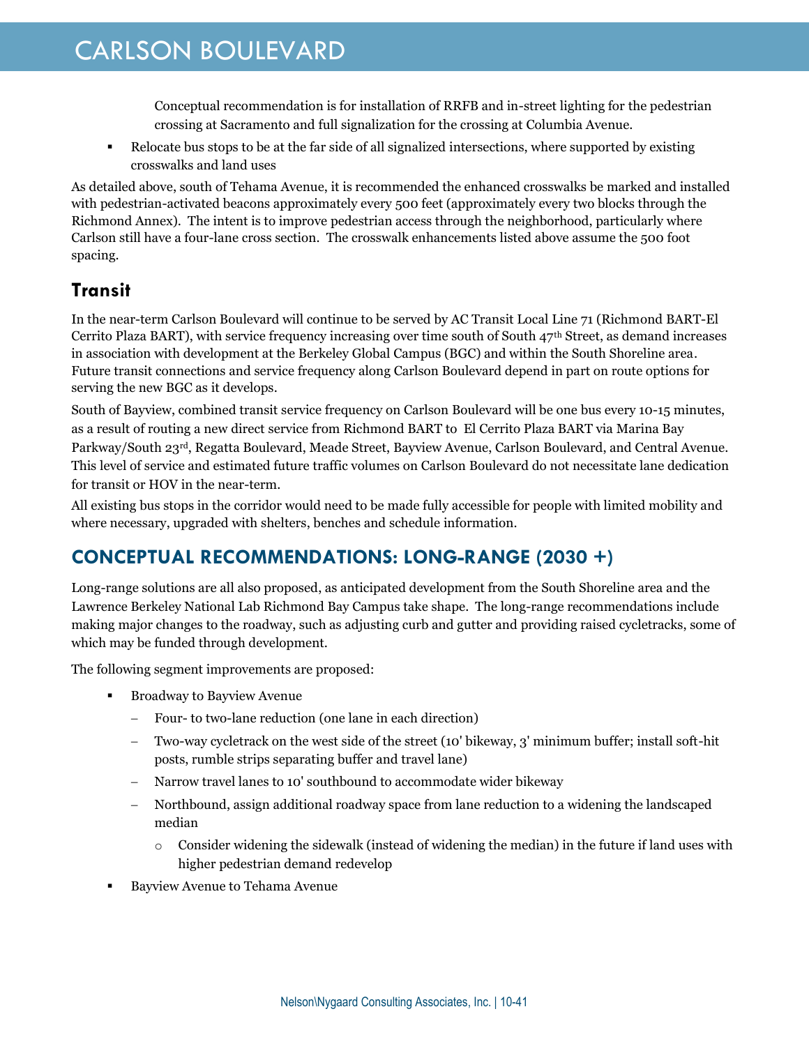Conceptual recommendation is for installation of RRFB and in-street lighting for the pedestrian crossing at Sacramento and full signalization for the crossing at Columbia Avenue.

- Relocate bus stops to be at the far side of all signalized intersections, where supported by existing crosswalks and land uses

As detailed above, south of Tehama Avenue, it is recommended the enhanced crosswalks be marked and installed with pedestrian-activated beacons approximately every 500 feet (approximately every two blocks through the Richmond Annex). The intent is to improve pedestrian access through the neighborhood, particularly where Carlson still have a four-lane cross section. The crosswalk enhancements listed above assume the 500 foot spacing.

## Transit

In the near-term Carlson Boulevard will continue to be served by AC Transit Local Line 71 (Richmond BART-El Cerrito Plaza BART), with service frequency increasing over time south of South 47th Street, as demand increases in association with development at the Berkeley Global Campus (BGC) and within the South Shoreline area. Future transit connections and service frequency along Carlson Boulevard depend in part on route options for serving the new BGC as it develops.

South of Bayview, combined transit service frequency on Carlson Boulevard will be one bus every 10-15 minutes, as a result of routing a new direct service from Richmond BART to El Cerrito Plaza BART via Marina Bay Parkway/South 23rd, Regatta Boulevard, Meade Street, Bayview Avenue, Carlson Boulevard, and Central Avenue. This level of service and estimated future traffic volumes on Carlson Boulevard do not necessitate lane dedication for transit or HOV in the near-term.

All existing bus stops in the corridor would need to be made fully accessible for people with limited mobility and where necessary, upgraded with shelters, benches and schedule information.

## CONCEPTUAL RECOMMENDATIONS: LONG-RANGE (2030 +)

Long-range solutions are all also proposed, as anticipated development from the South Shoreline area and the Lawrence Berkeley National Lab Richmond Bay Campus take shape. The long-range recommendations include making major changes to the roadway, such as adjusting curb and gutter and providing raised cycletracks, some of which may be funded through development.

The following segment improvements are proposed:

- Broadway to Bayview Avenue
  - Four- to two-lane reduction (one lane in each direction)
  - Two-way cycletrack on the west side of the street (10' bikeway, 3' minimum buffer; install soft-hit posts, rumble strips separating buffer and travel lane)
  - Narrow travel lanes to 10' southbound to accommodate wider bikeway
  - Northbound, assign additional roadway space from lane reduction to a widening the landscaped median
    - Consider widening the sidewalk (instead of widening the median) in the future if land uses with higher pedestrian demand redevelop
- Bayview Avenue to Tehama Avenue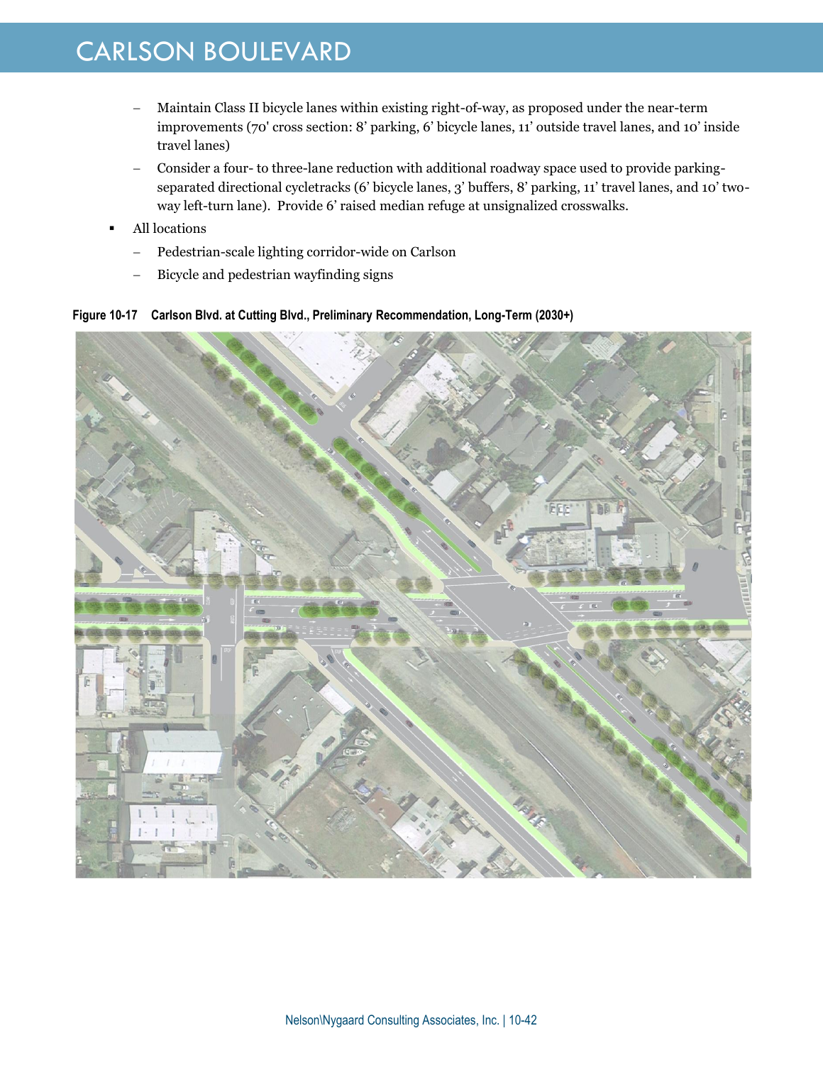- Maintain Class II bicycle lanes within existing right-of-way, as proposed under the near-term improvements (70' cross section: 8' parking, 6' bicycle lanes, 11' outside travel lanes, and 10' inside travel lanes)
- Consider a four- to three-lane reduction with additional roadway space used to provide parking-separated directional cycletracks (6' bicycle lanes, 3' buffers, 8' parking, 11' travel lanes, and 10' two-way left-turn lane). Provide 6' raised median refuge at unsignalized crosswalks.

- All locations
  - Pedestrian-scale lighting corridor-wide on Carlson
  - Bicycle and pedestrian wayfinding signs

**Figure 10-17 Carlson Blvd. at Cutting Blvd., Preliminary Recommendation, Long-Term (2030+)**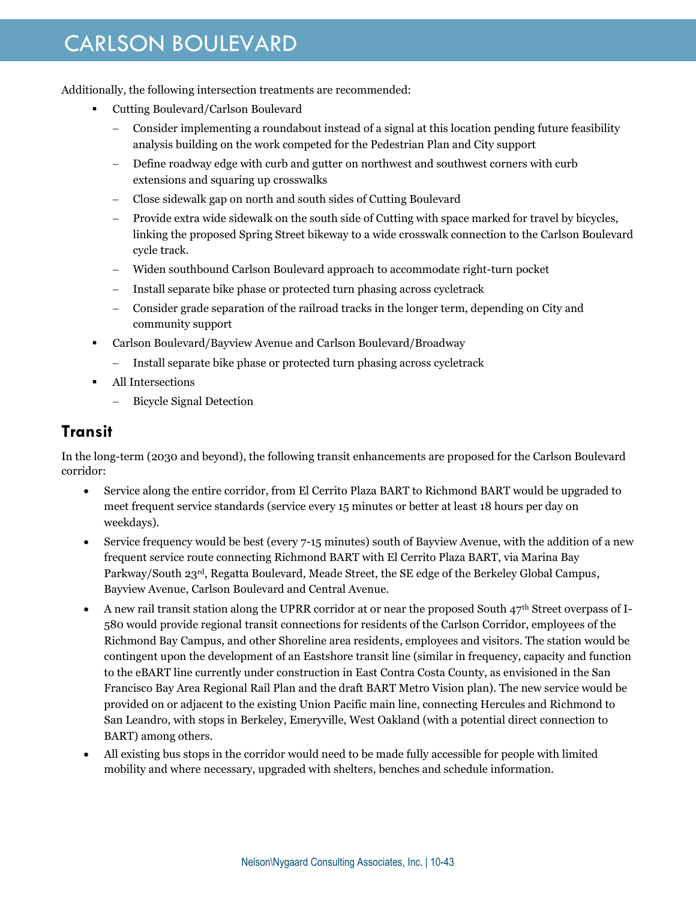Additionally, the following intersection treatments are recommended:

- Cutting Boulevard/Carlson Boulevard
  - Consider implementing a roundabout instead of a signal at this location pending future feasibility analysis building on the work competed for the Pedestrian Plan and City support
  - Define roadway edge with curb and gutter on northwest and southwest corners with curb extensions and squaring up crosswalks
  - Close sidewalk gap on north and south sides of Cutting Boulevard
  - Provide extra wide sidewalk on the south side of Cutting with space marked for travel by bicycles, linking the proposed Spring Street bikeway to a wide crosswalk connection to the Carlson Boulevard cycle track.
  - Widen southbound Carlson Boulevard approach to accommodate right-turn pocket
  - Install separate bike phase or protected turn phasing across cycletrack
  - Consider grade separation of the railroad tracks in the longer term, depending on City and community support
- Carlson Boulevard/Bayview Avenue and Carlson Boulevard/Broadway
  - Install separate bike phase or protected turn phasing across cycletrack
- All Intersections
  - Bicycle Signal Detection

## Transit

In the long-term (2030 and beyond), the following transit enhancements are proposed for the Carlson Boulevard corridor:

- Service along the entire corridor, from El Cerrito Plaza BART to Richmond BART would be upgraded to meet frequent service standards (service every 15 minutes or better at least 18 hours per day on weekdays).
- Service frequency would be best (every 7-15 minutes) south of Bayview Avenue, with the addition of a new frequent service route connecting Richmond BART with El Cerrito Plaza BART, via Marina Bay Parkway/South 23rd, Regatta Boulevard, Meade Street, the SE edge of the Berkeley Global Campus, Bayview Avenue, Carlson Boulevard and Central Avenue.
- A new rail transit station along the UPRR corridor at or near the proposed South 47th Street overpass of I-580 would provide regional transit connections for residents of the Carlson Corridor, employees of the Richmond Bay Campus, and other Shoreline area residents, employees and visitors. The station would be contingent upon the development of an Eastshore transit line (similar in frequency, capacity and function to the eBART line currently under construction in East Contra Costa County, as envisioned in the San Francisco Bay Area Regional Rail Plan and the draft BART Metro Vision plan). The new service would be provided on or adjacent to the existing Union Pacific main line, connecting Hercules and Richmond to San Leandro, with stops in Berkeley, Emeryville, West Oakland (with a potential direct connection to BART) among others.
- All existing bus stops in the corridor would need to be made fully accessible for people with limited mobility and where necessary, upgraded with shelters, benches and schedule information.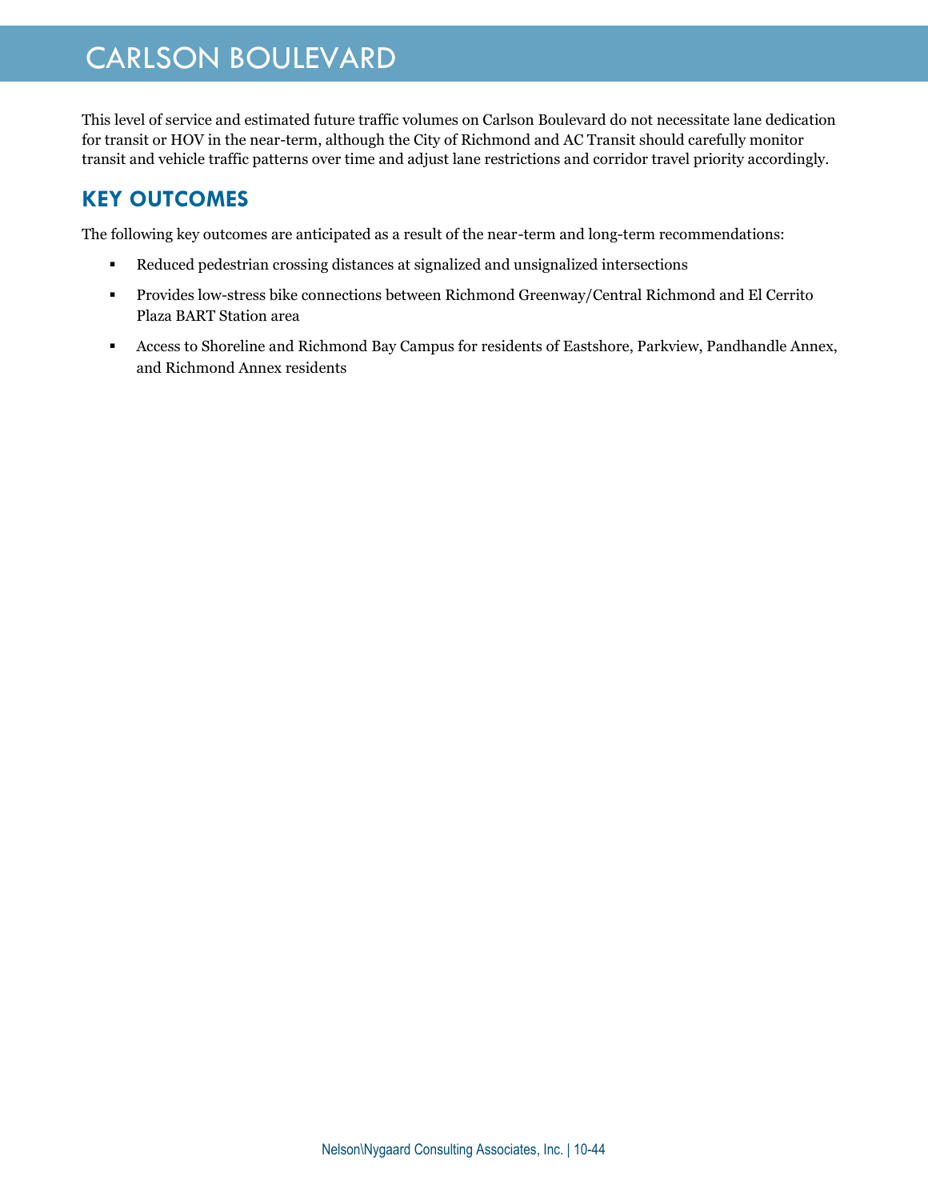# CARLSON BOULEVARD

This level of service and estimated future traffic volumes on Carlson Boulevard do not necessitate lane dedication for transit or HOV in the near-term, although the City of Richmond and AC Transit should carefully monitor transit and vehicle traffic patterns over time and adjust lane restrictions and corridor travel priority accordingly.

## KEY OUTCOMES

The following key outcomes are anticipated as a result of the near-term and long-term recommendations:

- Reduced pedestrian crossing distances at signalized and unsignalized intersections
- Provides low-stress bike connections between Richmond Greenway/Central Richmond and El Cerrito Plaza BART Station area
- Access to Shoreline and Richmond Bay Campus for residents of Eastshore, Parkview, Pandhandle Annex, and Richmond Annex residents